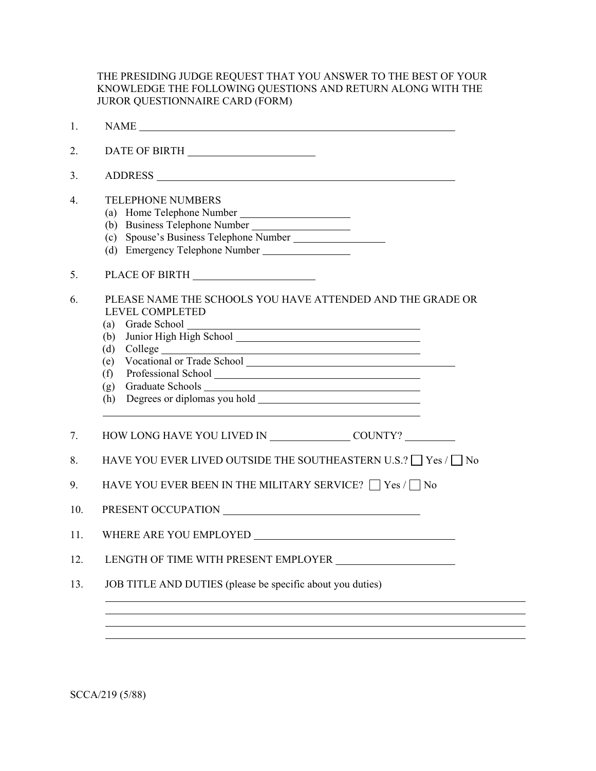THE PRESIDING JUDGE REQUEST THAT YOU ANSWER TO THE BEST OF YOUR KNOWLEDGE THE FOLLOWING QUESTIONS AND RETURN ALONG WITH THE JUROR QUESTIONNAIRE CARD (FORM)

1. NAME ______________________________________________

2. DATE OF BIRTH ____________________

3. ADDRESS ______________________________________________

4. TELEPHONE NUMBERS
   (a) Home Telephone Number ________________
   (b) Business Telephone Number ________________
   (c) Spouse's Business Telephone Number ______________
   (d) Emergency Telephone Number ______________

5. PLACE OF BIRTH ____________________

6. PLEASE NAME THE SCHOOLS YOU HAVE ATTENDED AND THE GRADE OR LEVEL COMPLETED
   (a) Grade School ________________________________
   (b) Junior High High School ________________________________
   (d) College ________________________________
   (e) Vocational or Trade School ________________________________
   (f) Professional School ________________________________
   (g) Graduate Schools ________________________________
   (h) Degrees or diplomas you hold ________________________________

   ________________________________________________

7. HOW LONG HAVE YOU LIVED IN ____________ COUNTY? ________

8. HAVE YOU EVER LIVED OUTSIDE THE SOUTHEASTERN U.S.? ☐ Yes / ☐ No

9. HAVE YOU EVER BEEN IN THE MILITARY SERVICE? ☐ Yes / ☐ No

10. PRESENT OCCUPATION ______________________________

11. WHERE ARE YOU EMPLOYED ______________________________

12. LENGTH OF TIME WITH PRESENT EMPLOYER ____________________

13. JOB TITLE AND DUTIES (please be specific about you duties)

    ______________________________________________________________

    ______________________________________________________________

    ______________________________________________________________

    ______________________________________________________________

SCCA/219 (5/88)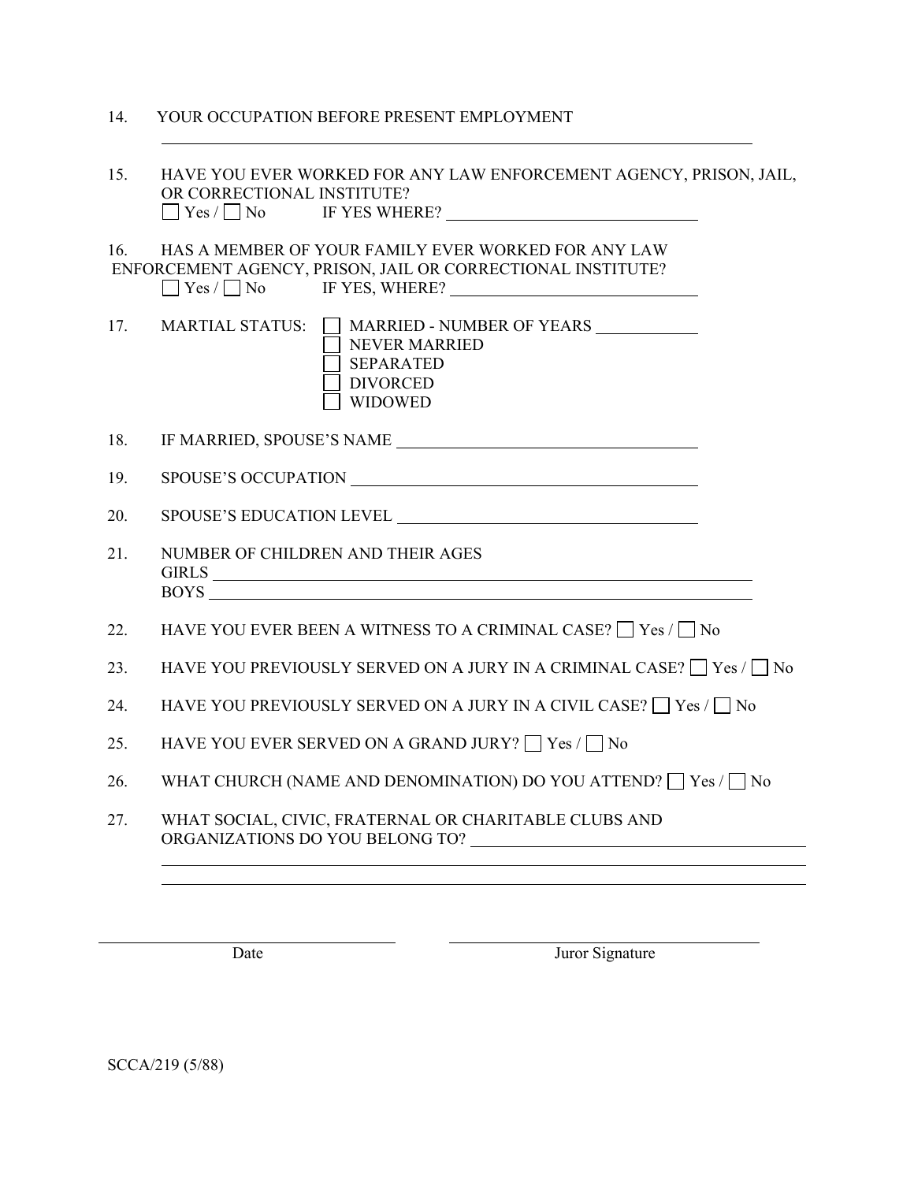14. YOUR OCCUPATION BEFORE PRESENT EMPLOYMENT

______________________________________________________________

15. HAVE YOU EVER WORKED FOR ANY LAW ENFORCEMENT AGENCY, PRISON, JAIL, OR CORRECTIONAL INSTITUTE?
☐ Yes / ☐ No IF YES WHERE? ______________________________

16. HAS A MEMBER OF YOUR FAMILY EVER WORKED FOR ANY LAW ENFORCEMENT AGENCY, PRISON, JAIL OR CORRECTIONAL INSTITUTE?
☐ Yes / ☐ No IF YES, WHERE? ______________________________

17. MARTIAL STATUS:
☐ MARRIED - NUMBER OF YEARS ____________
☐ NEVER MARRIED
☐ SEPARATED
☐ DIVORCED
☐ WIDOWED

18. IF MARRIED, SPOUSE'S NAME ______________________________

19. SPOUSE'S OCCUPATION ______________________________

20. SPOUSE'S EDUCATION LEVEL ______________________________

21. NUMBER OF CHILDREN AND THEIR AGES
GIRLS ______________________________
BOYS ______________________________

22. HAVE YOU EVER BEEN A WITNESS TO A CRIMINAL CASE? ☐ Yes / ☐ No

23. HAVE YOU PREVIOUSLY SERVED ON A JURY IN A CRIMINAL CASE? ☐ Yes / ☐ No

24. HAVE YOU PREVIOUSLY SERVED ON A JURY IN A CIVIL CASE? ☐ Yes / ☐ No

25. HAVE YOU EVER SERVED ON A GRAND JURY? ☐ Yes / ☐ No

26. WHAT CHURCH (NAME AND DENOMINATION) DO YOU ATTEND? ☐ Yes / ☐ No

27. WHAT SOCIAL, CIVIC, FRATERNAL OR CHARITABLE CLUBS AND ORGANIZATIONS DO YOU BELONG TO? ______________________________

______________________________________________________________

______________________________________________________________

______________________________ ______________________________
Date Juror Signature

SCCA/219 (5/88)